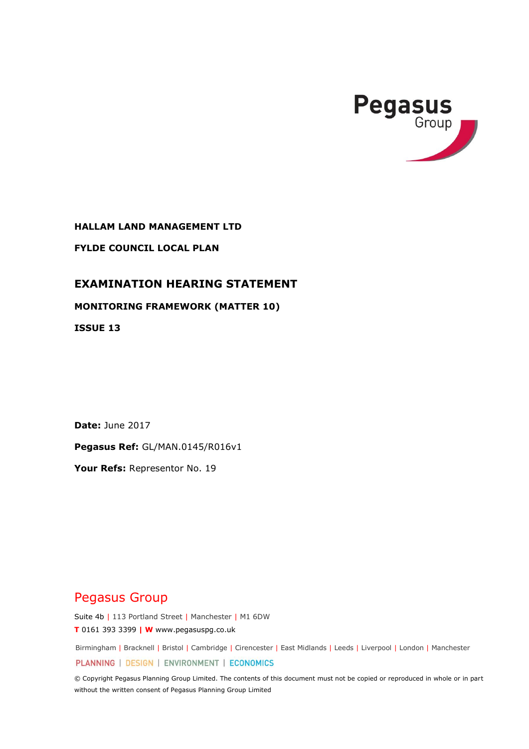Pegasus Group

**HALLAM LAND MANAGEMENT LTD**

**FYLDE COUNCIL LOCAL PLAN**

# EXAMINATION HEARING STATEMENT

## MONITORING FRAMEWORK (MATTER 10)

## ISSUE 13

**Date:** June 2017

**Pegasus Ref:** GL/MAN.0145/R016v1

**Your Refs:** Representor No. 19

Pegasus Group

Suite 4b | 113 Portland Street | Manchester | M1 6DW

**T** 0161 393 3399 | **W** www.pegasuspg.co.uk

Birmingham | Bracknell | Bristol | Cambridge | Cirencester | East Midlands | Leeds | Liverpool | London | Manchester

PLANNING | DESIGN | ENVIRONMENT | ECONOMICS

© Copyright Pegasus Planning Group Limited. The contents of this document must not be copied or reproduced in whole or in part without the written consent of Pegasus Planning Group Limited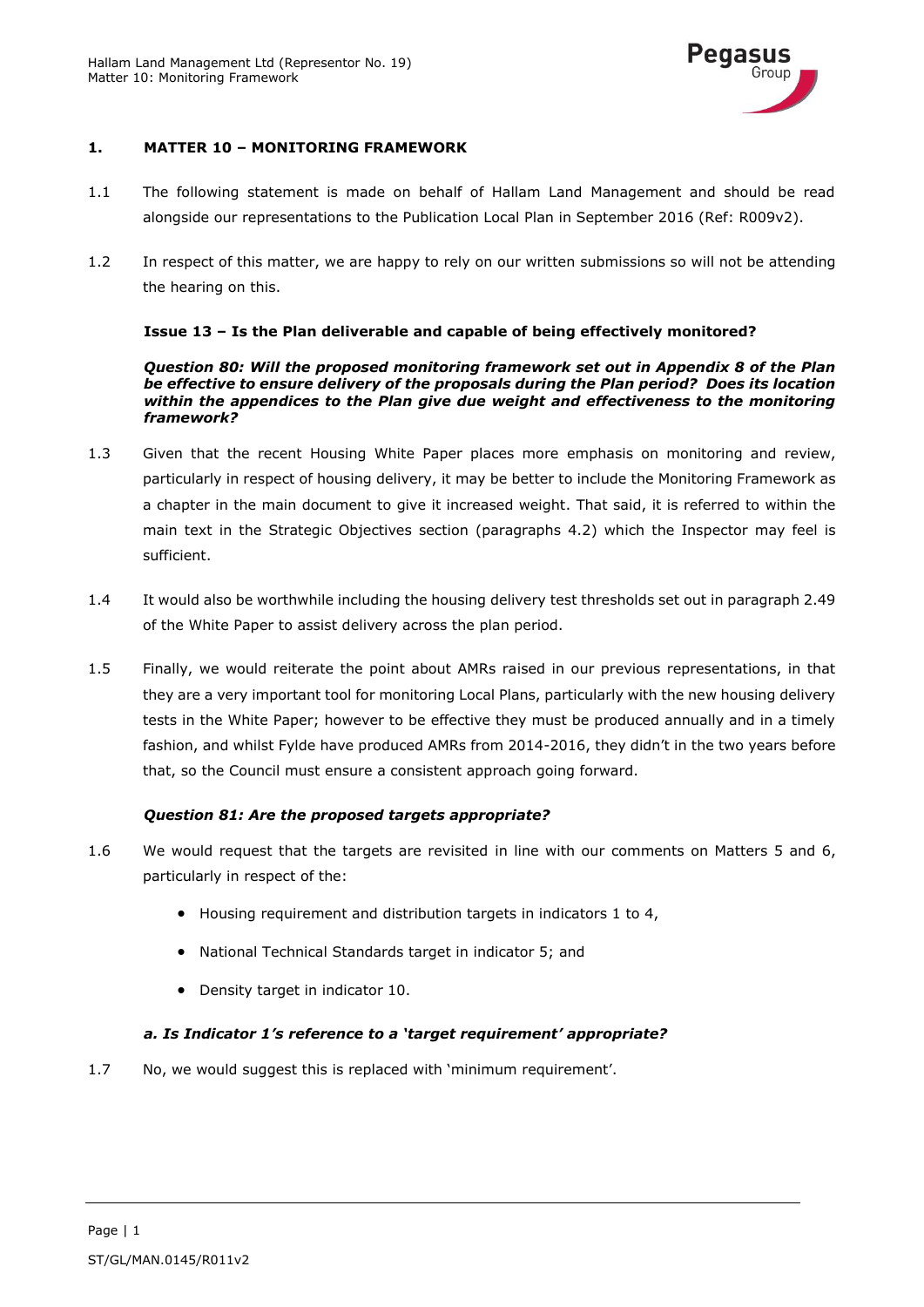## 1. MATTER 10 – MONITORING FRAMEWORK

1.1 The following statement is made on behalf of Hallam Land Management and should be read alongside our representations to the Publication Local Plan in September 2016 (Ref: R009v2).

1.2 In respect of this matter, we are happy to rely on our written submissions so will not be attending the hearing on this.

### Issue 13 – Is the Plan deliverable and capable of being effectively monitored?

***Question 80: Will the proposed monitoring framework set out in Appendix 8 of the Plan be effective to ensure delivery of the proposals during the Plan period? Does its location within the appendices to the Plan give due weight and effectiveness to the monitoring framework?***

1.3 Given that the recent Housing White Paper places more emphasis on monitoring and review, particularly in respect of housing delivery, it may be better to include the Monitoring Framework as a chapter in the main document to give it increased weight. That said, it is referred to within the main text in the Strategic Objectives section (paragraphs 4.2) which the Inspector may feel is sufficient.

1.4 It would also be worthwhile including the housing delivery test thresholds set out in paragraph 2.49 of the White Paper to assist delivery across the plan period.

1.5 Finally, we would reiterate the point about AMRs raised in our previous representations, in that they are a very important tool for monitoring Local Plans, particularly with the new housing delivery tests in the White Paper; however to be effective they must be produced annually and in a timely fashion, and whilst Fylde have produced AMRs from 2014-2016, they didn't in the two years before that, so the Council must ensure a consistent approach going forward.

***Question 81: Are the proposed targets appropriate?***

1.6 We would request that the targets are revisited in line with our comments on Matters 5 and 6, particularly in respect of the:

- Housing requirement and distribution targets in indicators 1 to 4,
- National Technical Standards target in indicator 5; and
- Density target in indicator 10.

***a. Is Indicator 1's reference to a 'target requirement' appropriate?***

1.7 No, we would suggest this is replaced with 'minimum requirement'.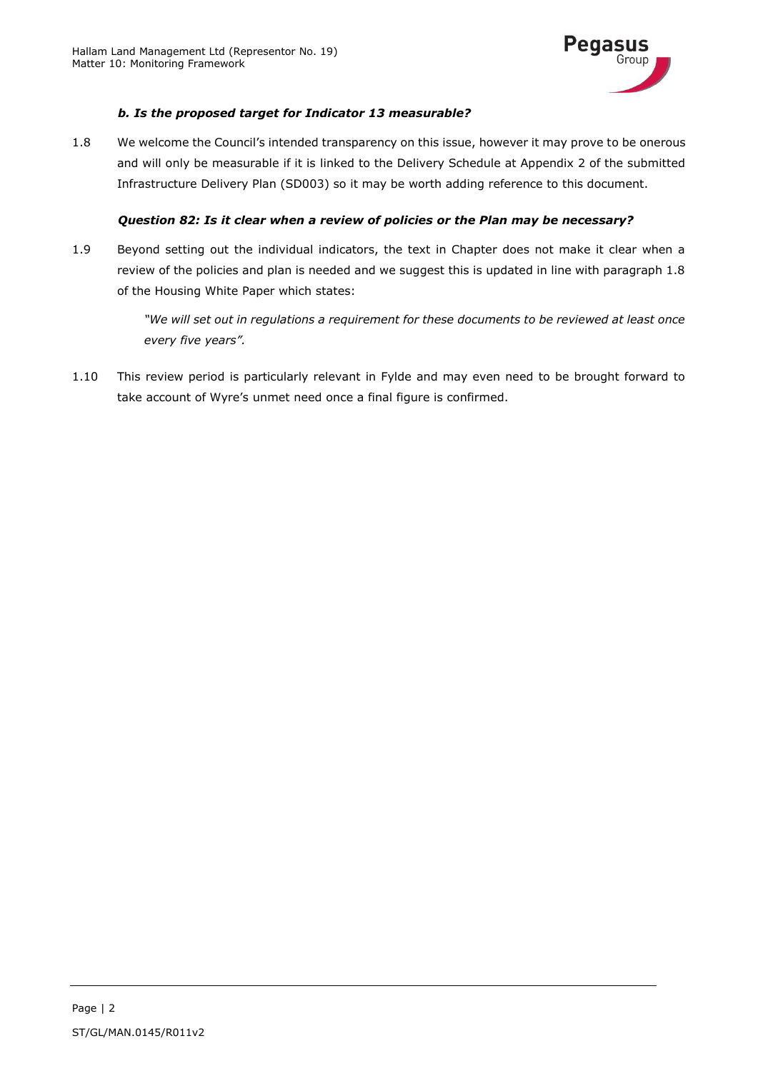### *b. Is the proposed target for Indicator 13 measurable?*

1.8 We welcome the Council's intended transparency on this issue, however it may prove to be onerous and will only be measurable if it is linked to the Delivery Schedule at Appendix 2 of the submitted Infrastructure Delivery Plan (SD003) so it may be worth adding reference to this document.

### *Question 82: Is it clear when a review of policies or the Plan may be necessary?*

1.9 Beyond setting out the individual indicators, the text in Chapter does not make it clear when a review of the policies and plan is needed and we suggest this is updated in line with paragraph 1.8 of the Housing White Paper which states:

> *"We will set out in regulations a requirement for these documents to be reviewed at least once every five years".*

1.10 This review period is particularly relevant in Fylde and may even need to be brought forward to take account of Wyre's unmet need once a final figure is confirmed.